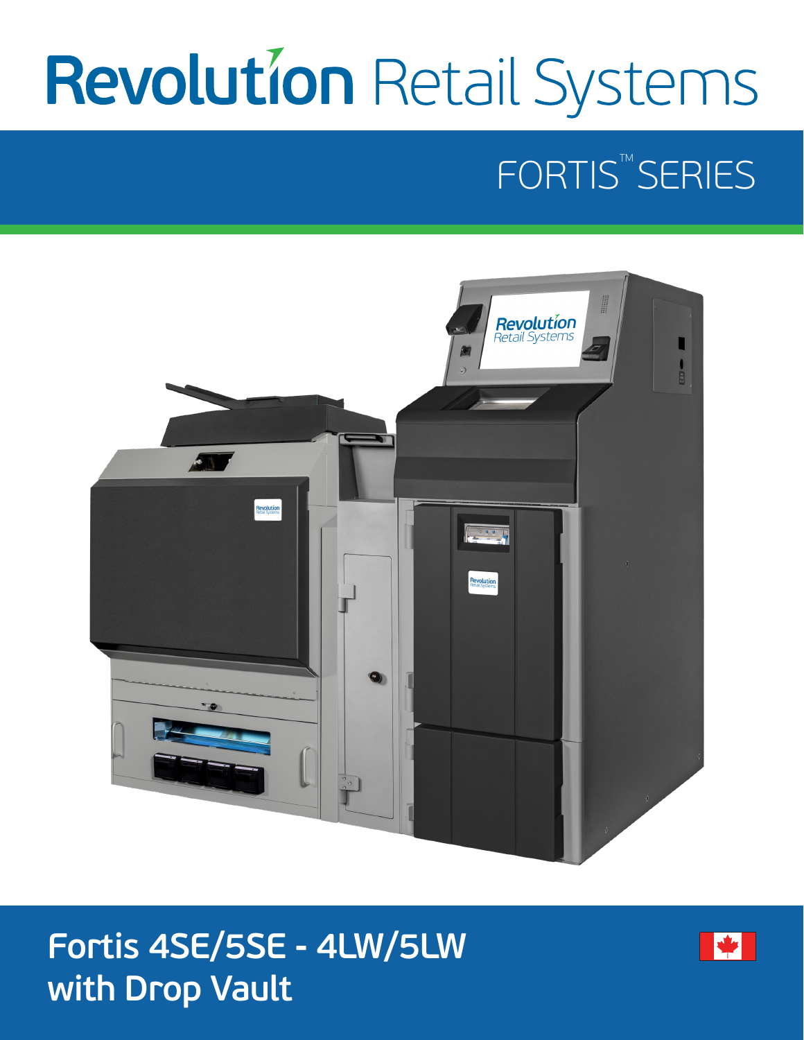# Revolution Retail Systems

## FORTIS™ SERIES

## Fortis 4SE/5SE - 4LW/5LW with Drop Vault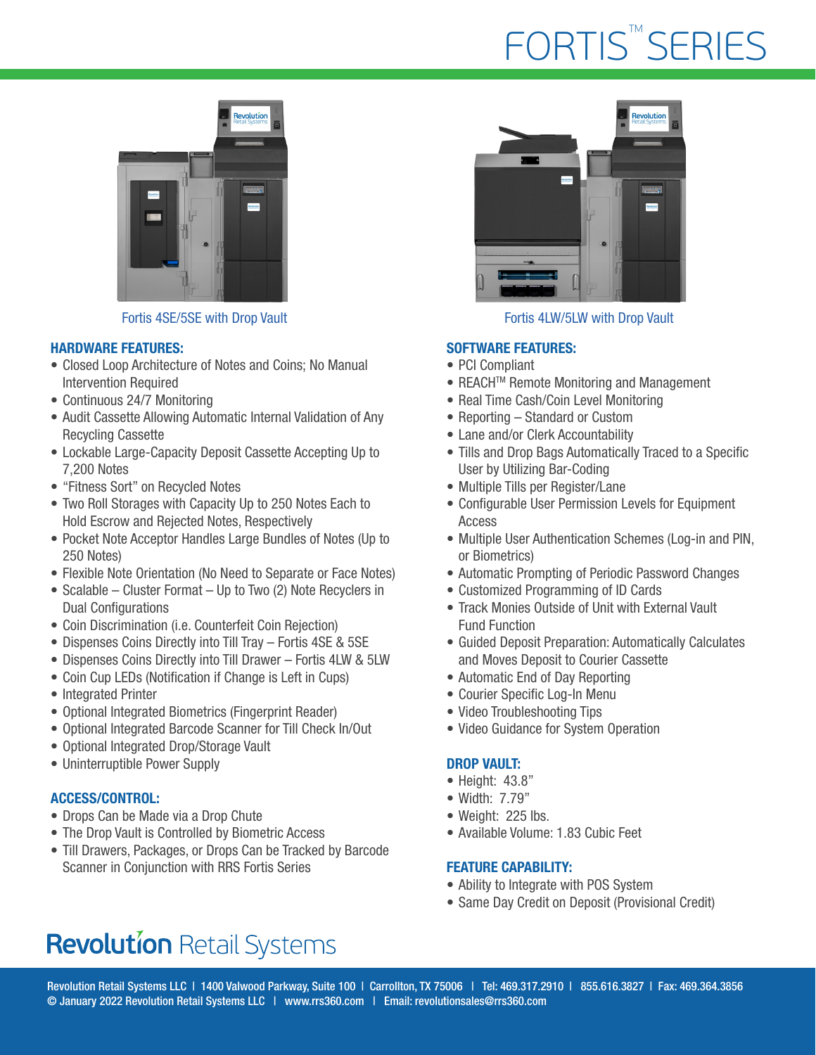# FORTIS™ SERIES

Fortis 4SE/5SE with Drop Vault

Fortis 4LW/5LW with Drop Vault

## HARDWARE FEATURES:

- Closed Loop Architecture of Notes and Coins; No Manual Intervention Required
- Continuous 24/7 Monitoring
- Audit Cassette Allowing Automatic Internal Validation of Any Recycling Cassette
- Lockable Large-Capacity Deposit Cassette Accepting Up to 7,200 Notes
- "Fitness Sort" on Recycled Notes
- Two Roll Storages with Capacity Up to 250 Notes Each to Hold Escrow and Rejected Notes, Respectively
- Pocket Note Acceptor Handles Large Bundles of Notes (Up to 250 Notes)
- Flexible Note Orientation (No Need to Separate or Face Notes)
- Scalable – Cluster Format – Up to Two (2) Note Recyclers in Dual Configurations
- Coin Discrimination (i.e. Counterfeit Coin Rejection)
- Dispenses Coins Directly into Till Tray – Fortis 4SE & 5SE
- Dispenses Coins Directly into Till Drawer – Fortis 4LW & 5LW
- Coin Cup LEDs (Notification if Change is Left in Cups)
- Integrated Printer
- Optional Integrated Biometrics (Fingerprint Reader)
- Optional Integrated Barcode Scanner for Till Check In/Out
- Optional Integrated Drop/Storage Vault
- Uninterruptible Power Supply

## ACCESS/CONTROL:

- Drops Can be Made via a Drop Chute
- The Drop Vault is Controlled by Biometric Access
- Till Drawers, Packages, or Drops Can be Tracked by Barcode Scanner in Conjunction with RRS Fortis Series

## SOFTWARE FEATURES:

- PCI Compliant
- REACH™ Remote Monitoring and Management
- Real Time Cash/Coin Level Monitoring
- Reporting – Standard or Custom
- Lane and/or Clerk Accountability
- Tills and Drop Bags Automatically Traced to a Specific User by Utilizing Bar-Coding
- Multiple Tills per Register/Lane
- Configurable User Permission Levels for Equipment Access
- Multiple User Authentication Schemes (Log-in and PIN, or Biometrics)
- Automatic Prompting of Periodic Password Changes
- Customized Programming of ID Cards
- Track Monies Outside of Unit with External Vault Fund Function
- Guided Deposit Preparation: Automatically Calculates and Moves Deposit to Courier Cassette
- Automatic End of Day Reporting
- Courier Specific Log-In Menu
- Video Troubleshooting Tips
- Video Guidance for System Operation

## DROP VAULT:

- Height: 43.8"
- Width: 7.79"
- Weight: 225 lbs.
- Available Volume: 1.83 Cubic Feet

## FEATURE CAPABILITY:

- Ability to Integrate with POS System
- Same Day Credit on Deposit (Provisional Credit)

Revolution Retail Systems

Revolution Retail Systems LLC | 1400 Valwood Parkway, Suite 100 | Carrollton, TX 75006 | Tel: 469.317.2910 | 855.616.3827 | Fax: 469.364.3856
© January 2022 Revolution Retail Systems LLC | www.rrs360.com | Email: revolutionsales@rrs360.com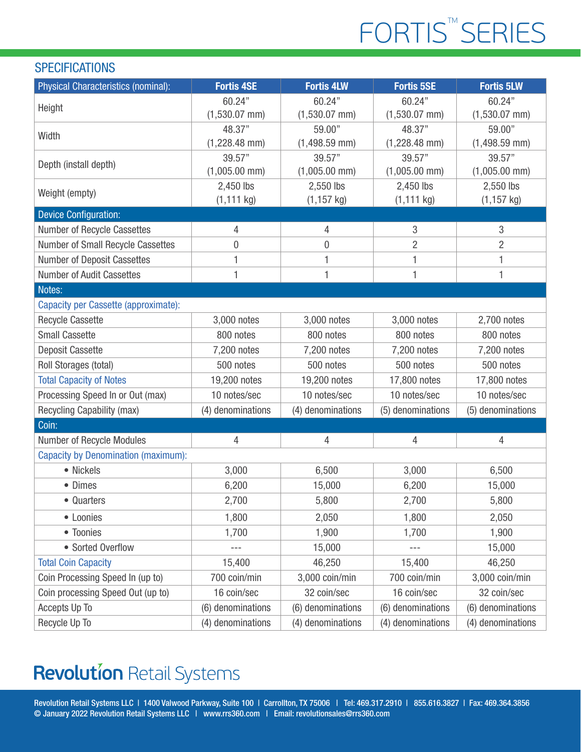# FORTIS™ SERIES

## SPECIFICATIONS

| Physical Characteristics (nominal): | Fortis 4SE | Fortis 4LW | Fortis 5SE | Fortis 5LW |
|---|---|---|---|---|
| Height | 60.24" (1,530.07 mm) | 60.24" (1,530.07 mm) | 60.24" (1,530.07 mm) | 60.24" (1,530.07 mm) |
| Width | 48.37" (1,228.48 mm) | 59.00" (1,498.59 mm) | 48.37" (1,228.48 mm) | 59.00" (1,498.59 mm) |
| Depth (install depth) | 39.57" (1,005.00 mm) | 39.57" (1,005.00 mm) | 39.57" (1,005.00 mm) | 39.57" (1,005.00 mm) |
| Weight (empty) | 2,450 lbs (1,111 kg) | 2,550 lbs (1,157 kg) | 2,450 lbs (1,111 kg) | 2,550 lbs (1,157 kg) |
| **Device Configuration:** | | | | |
| Number of Recycle Cassettes | 4 | 4 | 3 | 3 |
| Number of Small Recycle Cassettes | 0 | 0 | 2 | 2 |
| Number of Deposit Cassettes | 1 | 1 | 1 | 1 |
| Number of Audit Cassettes | 1 | 1 | 1 | 1 |
| **Notes:** | | | | |
| Capacity per Cassette (approximate): | | | | |
| Recycle Cassette | 3,000 notes | 3,000 notes | 3,000 notes | 2,700 notes |
| Small Cassette | 800 notes | 800 notes | 800 notes | 800 notes |
| Deposit Cassette | 7,200 notes | 7,200 notes | 7,200 notes | 7,200 notes |
| Roll Storages (total) | 500 notes | 500 notes | 500 notes | 500 notes |
| Total Capacity of Notes | 19,200 notes | 19,200 notes | 17,800 notes | 17,800 notes |
| Processing Speed In or Out (max) | 10 notes/sec | 10 notes/sec | 10 notes/sec | 10 notes/sec |
| Recycling Capability (max) | (4) denominations | (4) denominations | (5) denominations | (5) denominations |
| **Coin:** | | | | |
| Number of Recycle Modules | 4 | 4 | 4 | 4 |
| Capacity by Denomination (maximum): | | | | |
| • Nickels | 3,000 | 6,500 | 3,000 | 6,500 |
| • Dimes | 6,200 | 15,000 | 6,200 | 15,000 |
| • Quarters | 2,700 | 5,800 | 2,700 | 5,800 |
| • Loonies | 1,800 | 2,050 | 1,800 | 2,050 |
| • Toonies | 1,700 | 1,900 | 1,700 | 1,900 |
| • Sorted Overflow | --- | 15,000 | --- | 15,000 |
| Total Coin Capacity | 15,400 | 46,250 | 15,400 | 46,250 |
| Coin Processing Speed In (up to) | 700 coin/min | 3,000 coin/min | 700 coin/min | 3,000 coin/min |
| Coin processing Speed Out (up to) | 16 coin/sec | 32 coin/sec | 16 coin/sec | 32 coin/sec |
| Accepts Up To | (6) denominations | (6) denominations | (6) denominations | (6) denominations |
| Recycle Up To | (4) denominations | (4) denominations | (4) denominations | (4) denominations |

**Revolution** Retail Systems

Revolution Retail Systems LLC | 1400 Valwood Parkway, Suite 100 | Carrollton, TX 75006 | Tel: 469.317.2910 | 855.616.3827 | Fax: 469.364.3856
© January 2022 Revolution Retail Systems LLC | www.rrs360.com | Email: revolutionsales@rrs360.com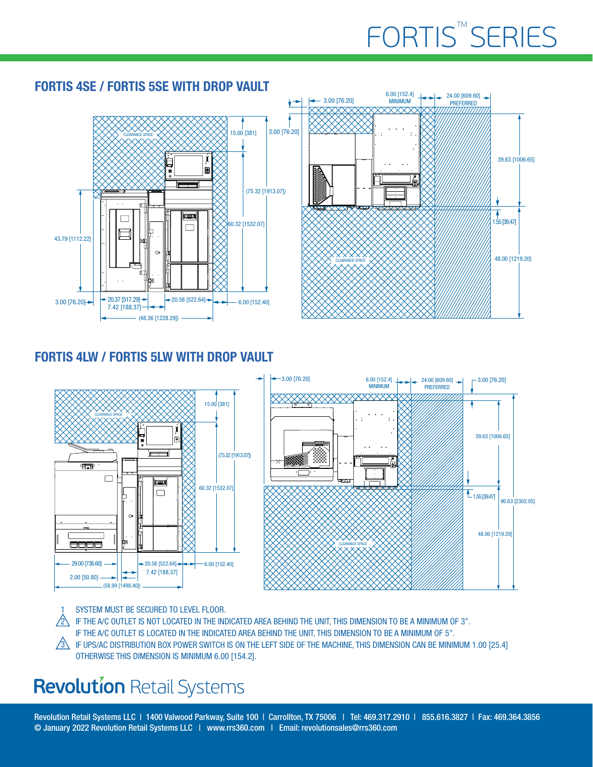# FORTIS™ SERIES

## FORTIS 4SE / FORTIS 5SE WITH DROP VAULT

CLEARANCE SPACE

15.00 [381]

3.00 [76.20]

(75.32 [1913.07])

60.32 [1532.07]

43.79 [1112.22]

3.00 [76.20]

20.37 [517.29]

7.42 [188.37]

20.58 [522.64]

6.00 [152.40]

(48.36 [1228.29])

3.00 [76.20]

6.00 [152.4] MINIMUM

24.00 [609.60] PREFERRED

39.63 [1006.65]

1.55 [39.47]

48.00 [1219.20]

CLEARANCE SPACE

## FORTIS 4LW / FORTIS 5LW WITH DROP VAULT

CLEARANCE SPACE

15.00 [381]

(75.32 [1913.07])

60.32 [1532.07]

29.00 [736.60]

2.00 [50.80]

20.58 [522.64]

7.42 [188.37]

6.00 [152.40]

(58.99 [1498.40])

3.00 [76.20]

6.00 [152.4] MINIMUM

24.00 [609.60] PREFERRED

3.00 [76.20]

39.63 [1006.65]

1.55 [39.47]

90.63 [2302.05]

48.00 [1219.20]

CLEARANCE SPACE

1. SYSTEM MUST BE SECURED TO LEVEL FLOOR.
2. IF THE A/C OUTLET IS NOT LOCATED IN THE INDICATED AREA BEHIND THE UNIT, THIS DIMENSION TO BE A MINIMUM OF 3". IF THE A/C OUTLET IS LOCATED IN THE INDICATED AREA BEHIND THE UNIT, THIS DIMENSION TO BE A MINIMUM OF 5".
3. IF UPS/AC DISTRIBUTION BOX POWER SWITCH IS ON THE LEFT SIDE OF THE MACHINE, THIS DIMENSION CAN BE MINIMUM 1.00 [25.4] OTHERWISE THIS DIMENSION IS MINIMUM 6.00 [154.2].

**Revolution** Retail Systems

Revolution Retail Systems LLC | 1400 Valwood Parkway, Suite 100 | Carrollton, TX 75006 | Tel: 469.317.2910 | 855.616.3827 | Fax: 469.364.3856
© January 2022 Revolution Retail Systems LLC | www.rrs360.com | Email: revolutionsales@rrs360.com